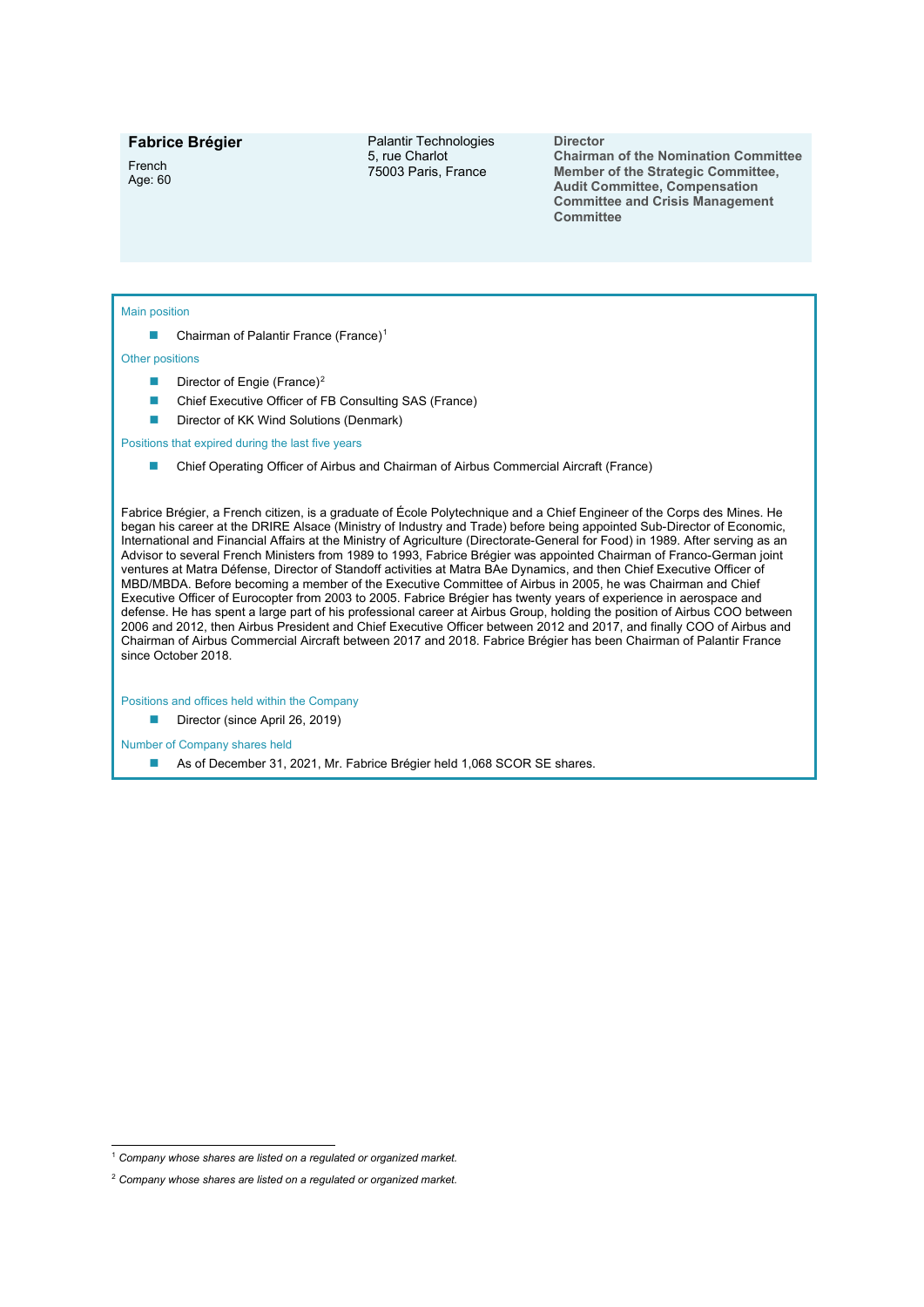**Fabrice Brégier**

French
Age: 60

Palantir Technologies
5, rue Charlot
75003 Paris, France

**Director**
**Chairman of the Nomination Committee**
**Member of the Strategic Committee, Audit Committee, Compensation Committee and Crisis Management Committee**

Main position

- Chairman of Palantir France (France)[1]

Other positions

- Director of Engie (France)[2]
- Chief Executive Officer of FB Consulting SAS (France)
- Director of KK Wind Solutions (Denmark)

Positions that expired during the last five years

- Chief Operating Officer of Airbus and Chairman of Airbus Commercial Aircraft (France)

Fabrice Brégier, a French citizen, is a graduate of École Polytechnique and a Chief Engineer of the Corps des Mines. He began his career at the DRIRE Alsace (Ministry of Industry and Trade) before being appointed Sub-Director of Economic, International and Financial Affairs at the Ministry of Agriculture (Directorate-General for Food) in 1989. After serving as an Advisor to several French Ministers from 1989 to 1993, Fabrice Brégier was appointed Chairman of Franco-German joint ventures at Matra Défense, Director of Standoff activities at Matra BAe Dynamics, and then Chief Executive Officer of MBD/MBDA. Before becoming a member of the Executive Committee of Airbus in 2005, he was Chairman and Chief Executive Officer of Eurocopter from 2003 to 2005. Fabrice Brégier has twenty years of experience in aerospace and defense. He has spent a large part of his professional career at Airbus Group, holding the position of Airbus COO between 2006 and 2012, then Airbus President and Chief Executive Officer between 2012 and 2017, and finally COO of Airbus and Chairman of Airbus Commercial Aircraft between 2017 and 2018. Fabrice Brégier has been Chairman of Palantir France since October 2018.

Positions and offices held within the Company

- Director (since April 26, 2019)

Number of Company shares held

- As of December 31, 2021, Mr. Fabrice Brégier held 1,068 SCOR SE shares.

[1] *Company whose shares are listed on a regulated or organized market.*

[2] *Company whose shares are listed on a regulated or organized market.*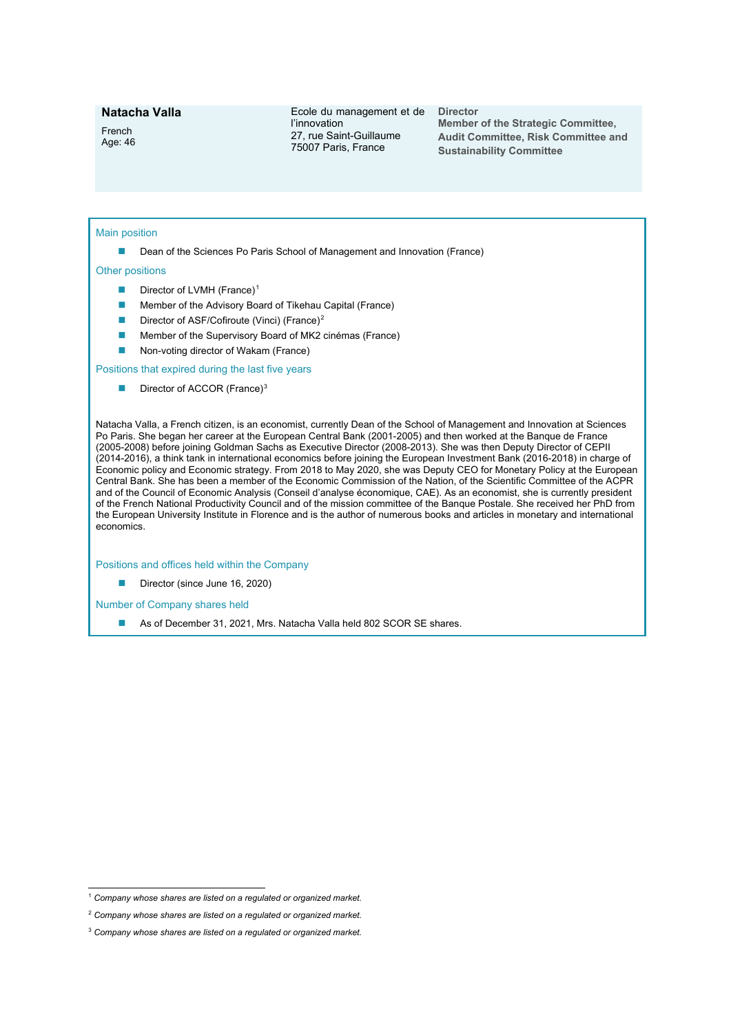**Natacha Valla**

French
Age: 46

Ecole du management et de l'innovation
27, rue Saint-Guillaume
75007 Paris, France

**Director**
**Member of the Strategic Committee, Audit Committee, Risk Committee and Sustainability Committee**

### Main position

- Dean of the Sciences Po Paris School of Management and Innovation (France)

### Other positions

- Director of LVMH (France)[1]
- Member of the Advisory Board of Tikehau Capital (France)
- Director of ASF/Cofiroute (Vinci) (France)[2]
- Member of the Supervisory Board of MK2 cinémas (France)
- Non-voting director of Wakam (France)

### Positions that expired during the last five years

- Director of ACCOR (France)[3]

Natacha Valla, a French citizen, is an economist, currently Dean of the School of Management and Innovation at Sciences Po Paris. She began her career at the European Central Bank (2001-2005) and then worked at the Banque de France (2005-2008) before joining Goldman Sachs as Executive Director (2008-2013). She was then Deputy Director of CEPII (2014-2016), a think tank in international economics before joining the European Investment Bank (2016-2018) in charge of Economic policy and Economic strategy. From 2018 to May 2020, she was Deputy CEO for Monetary Policy at the European Central Bank. She has been a member of the Economic Commission of the Nation, of the Scientific Committee of the ACPR and of the Council of Economic Analysis (Conseil d'analyse économique, CAE). As an economist, she is currently president of the French National Productivity Council and of the mission committee of the Banque Postale. She received her PhD from the European University Institute in Florence and is the author of numerous books and articles in monetary and international economics.

### Positions and offices held within the Company

- Director (since June 16, 2020)

### Number of Company shares held

- As of December 31, 2021, Mrs. Natacha Valla held 802 SCOR SE shares.

---

[1] *Company whose shares are listed on a regulated or organized market.*

[2] *Company whose shares are listed on a regulated or organized market.*

[3] *Company whose shares are listed on a regulated or organized market.*